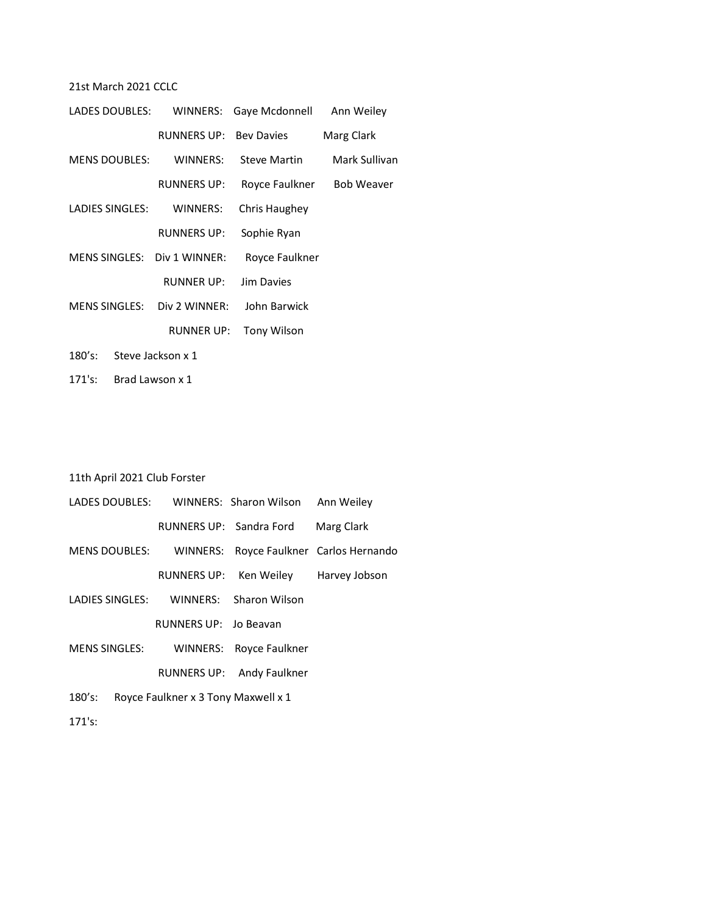21st March 2021 CCLC

| | | | |
|---|---|---|---|
| LADES DOUBLES: | WINNERS: | Gaye Mcdonnell | Ann Weiley |
| | RUNNERS UP: | Bev Davies | Marg Clark |
| MENS DOUBLES: | WINNERS: | Steve Martin | Mark Sullivan |
| | RUNNERS UP: | Royce Faulkner | Bob Weaver |
| LADIES SINGLES: | WINNERS: | Chris Haughey | |
| | RUNNERS UP: | Sophie Ryan | |
| MENS SINGLES: | Div 1 WINNER: | Royce Faulkner | |
| | RUNNER UP: | Jim Davies | |
| MENS SINGLES: | Div 2 WINNER: | John Barwick | |
| | RUNNER UP: | Tony Wilson | |

180's: Steve Jackson x 1

171's: Brad Lawson x 1

11th April 2021 Club Forster

| | | | |
|---|---|---|---|
| LADES DOUBLES: | WINNERS: | Sharon Wilson | Ann Weiley |
| | RUNNERS UP: | Sandra Ford | Marg Clark |
| MENS DOUBLES: | WINNERS: | Royce Faulkner | Carlos Hernando |
| | RUNNERS UP: | Ken Weiley | Harvey Jobson |
| LADIES SINGLES: | WINNERS: | Sharon Wilson | |
| | RUNNERS UP: | Jo Beavan | |
| MENS SINGLES: | WINNERS: | Royce Faulkner | |
| | RUNNERS UP: | Andy Faulkner | |

180's: Royce Faulkner x 3 Tony Maxwell x 1

171's: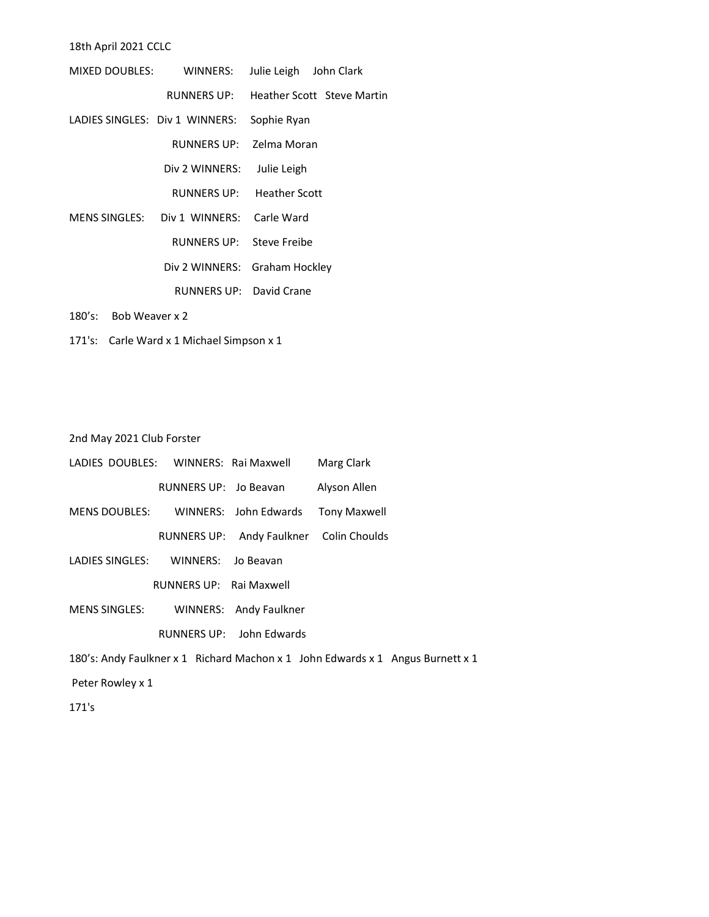18th April 2021 CCLC

| | | | |
|---|---|---|---|
| MIXED DOUBLES: | WINNERS: | Julie Leigh | John Clark |
| | RUNNERS UP: | Heather Scott | Steve Martin |
| LADIES SINGLES: | Div 1 WINNERS: | Sophie Ryan | |
| | RUNNERS UP: | Zelma Moran | |
| | Div 2 WINNERS: | Julie Leigh | |
| | RUNNERS UP: | Heather Scott | |
| MENS SINGLES: | Div 1 WINNERS: | Carle Ward | |
| | RUNNERS UP: | Steve Freibe | |
| | Div 2 WINNERS: | Graham Hockley | |
| | RUNNERS UP: | David Crane | |

180's: Bob Weaver x 2

171's: Carle Ward x 1 Michael Simpson x 1

2nd May 2021 Club Forster

| | | | |
|---|---|---|---|
| LADIES DOUBLES: | WINNERS: | Rai Maxwell | Marg Clark |
| | RUNNERS UP: | Jo Beavan | Alyson Allen |
| MENS DOUBLES: | WINNERS: | John Edwards | Tony Maxwell |
| | RUNNERS UP: | Andy Faulkner | Colin Choulds |
| LADIES SINGLES: | WINNERS: | Jo Beavan | |
| | RUNNERS UP: | Rai Maxwell | |
| MENS SINGLES: | WINNERS: | Andy Faulkner | |
| | RUNNERS UP: | John Edwards | |

180's: Andy Faulkner x 1 Richard Machon x 1 John Edwards x 1 Angus Burnett x 1 Peter Rowley x 1

171's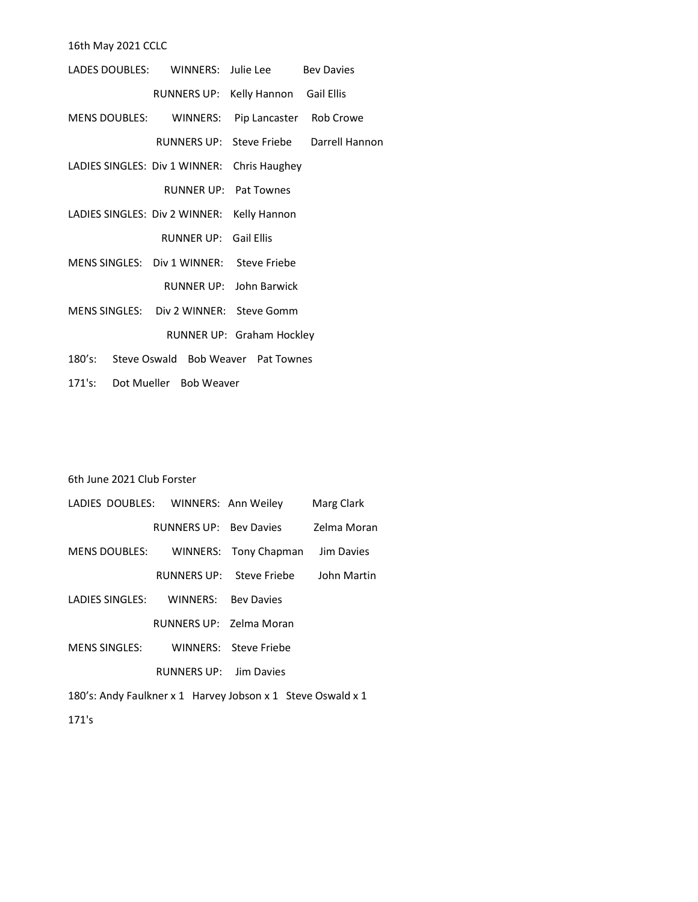16th May 2021 CCLC

LADES DOUBLES: WINNERS: Julie Lee Bev Davies

RUNNERS UP: Kelly Hannon Gail Ellis

MENS DOUBLES: WINNERS: Pip Lancaster Rob Crowe

RUNNERS UP: Steve Friebe Darrell Hannon

LADIES SINGLES: Div 1 WINNER: Chris Haughey

RUNNER UP: Pat Townes

LADIES SINGLES: Div 2 WINNER: Kelly Hannon

RUNNER UP: Gail Ellis

MENS SINGLES: Div 1 WINNER: Steve Friebe

RUNNER UP: John Barwick

MENS SINGLES: Div 2 WINNER: Steve Gomm

RUNNER UP: Graham Hockley

180's: Steve Oswald Bob Weaver Pat Townes

171's: Dot Mueller Bob Weaver

6th June 2021 Club Forster

LADIES DOUBLES: WINNERS: Ann Weiley Marg Clark

RUNNERS UP: Bev Davies Zelma Moran

MENS DOUBLES: WINNERS: Tony Chapman Jim Davies

RUNNERS UP: Steve Friebe John Martin

LADIES SINGLES: WINNERS: Bev Davies

RUNNERS UP: Zelma Moran

MENS SINGLES: WINNERS: Steve Friebe

RUNNERS UP: Jim Davies

180's: Andy Faulkner x 1 Harvey Jobson x 1 Steve Oswald x 1

171's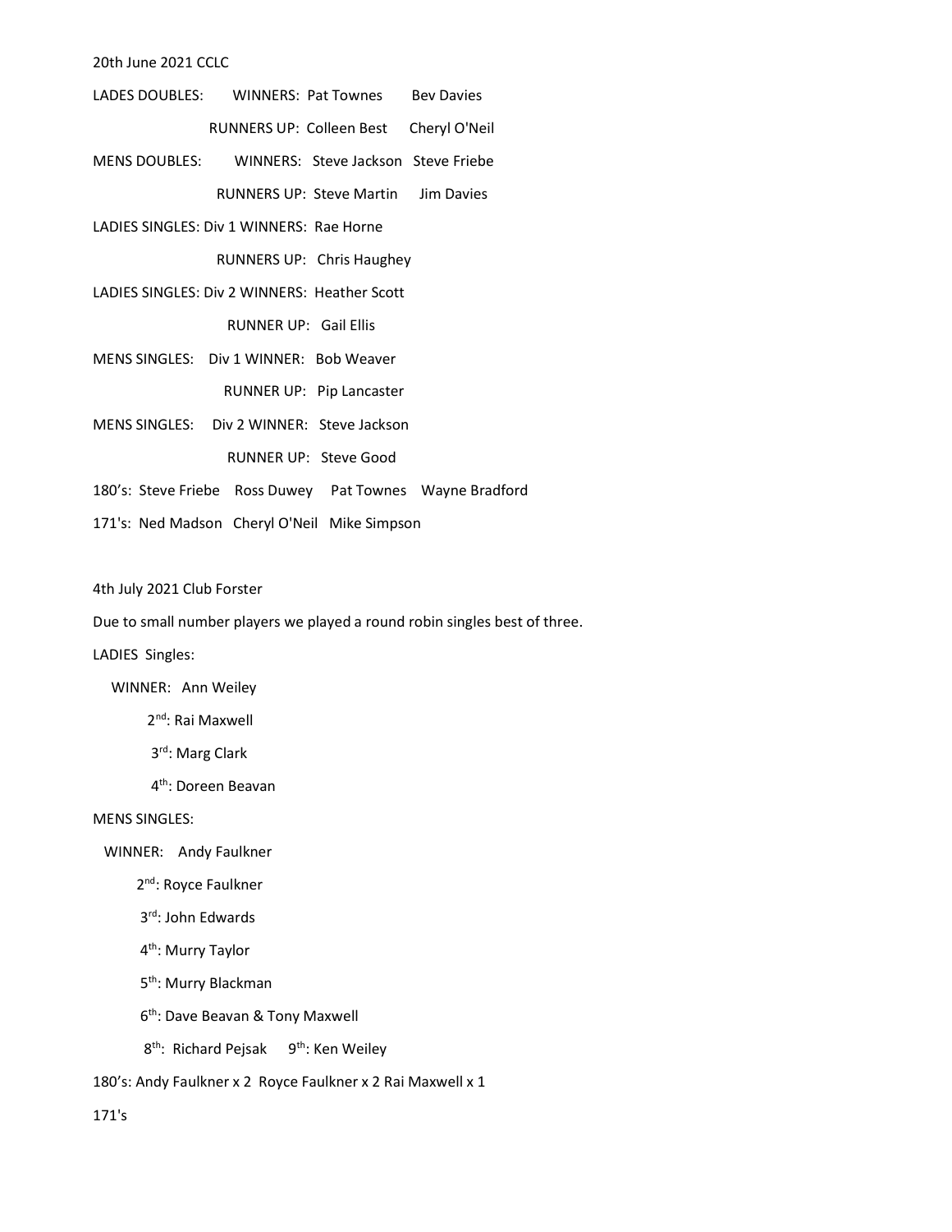20th June 2021 CCLC

LADES DOUBLES: WINNERS: Pat Townes Bev Davies

RUNNERS UP: Colleen Best Cheryl O'Neil

MENS DOUBLES: WINNERS: Steve Jackson Steve Friebe

RUNNERS UP: Steve Martin Jim Davies

LADIES SINGLES: Div 1 WINNERS: Rae Horne

RUNNERS UP: Chris Haughey

LADIES SINGLES: Div 2 WINNERS: Heather Scott

RUNNER UP: Gail Ellis

MENS SINGLES: Div 1 WINNER: Bob Weaver

RUNNER UP: Pip Lancaster

MENS SINGLES: Div 2 WINNER: Steve Jackson

RUNNER UP: Steve Good

180's: Steve Friebe Ross Duwey Pat Townes Wayne Bradford

171's: Ned Madson Cheryl O'Neil Mike Simpson

4th July 2021 Club Forster

Due to small number players we played a round robin singles best of three.

LADIES Singles:

WINNER: Ann Weiley

2nd: Rai Maxwell

3rd: Marg Clark

4th: Doreen Beavan

MENS SINGLES:

WINNER: Andy Faulkner

2nd: Royce Faulkner

3rd: John Edwards

4th: Murry Taylor

5th: Murry Blackman

6th: Dave Beavan & Tony Maxwell

8th: Richard Pejsak 9th: Ken Weiley

180's: Andy Faulkner x 2 Royce Faulkner x 2 Rai Maxwell x 1

171's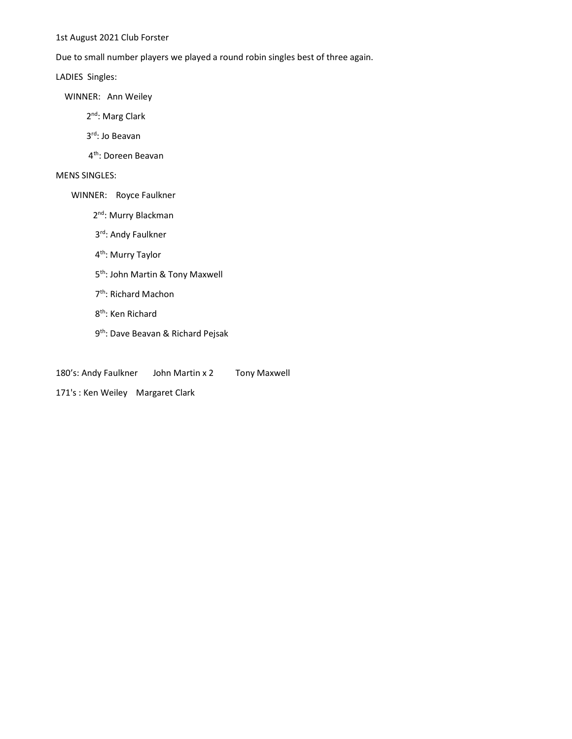1st August 2021 Club Forster

Due to small number players we played a round robin singles best of three again.

LADIES Singles:

WINNER: Ann Weiley

2nd: Marg Clark

3rd: Jo Beavan

4th: Doreen Beavan

MENS SINGLES:

WINNER: Royce Faulkner

2nd: Murry Blackman

3rd: Andy Faulkner

4th: Murry Taylor

5th: John Martin & Tony Maxwell

7th: Richard Machon

8th: Ken Richard

9th: Dave Beavan & Richard Pejsak

180's: Andy Faulkner John Martin x 2 Tony Maxwell

171's : Ken Weiley Margaret Clark